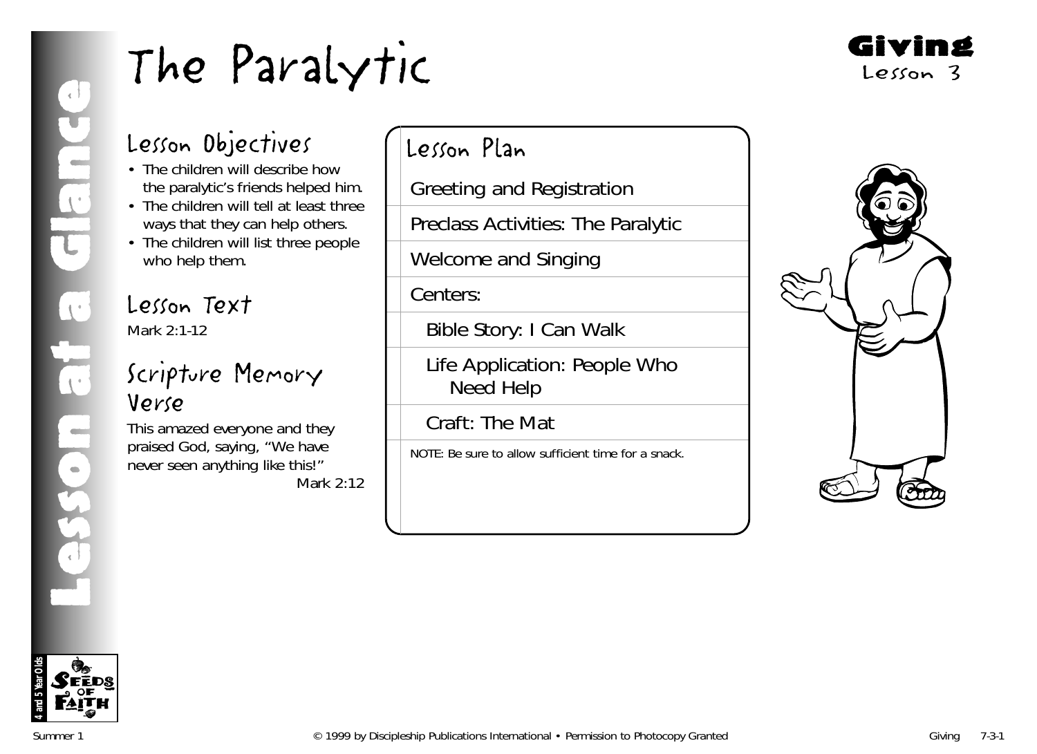# The Paralytic

**Giving**
Lesson 3

Lesson at a Glance

## Lesson Objectives

- The children will describe how the paralytic's friends helped him.
- The children will tell at least three ways that they can help others.
- The children will list three people who help them.

## Lesson Text

Mark 2:1-12

## Scripture Memory Verse

This amazed everyone and they praised God, saying, "We have never seen anything like this!"

Mark 2:12

## Lesson Plan

- Greeting and Registration
- Preclass Activities: The Paralytic
- Welcome and Singing
- Centers:
  - Bible Story: I Can Walk
  - Life Application: People Who Need Help
  - Craft: The Mat

NOTE: Be sure to allow sufficient time for a snack.

4 and 5 Year Olds
Seeds of Faith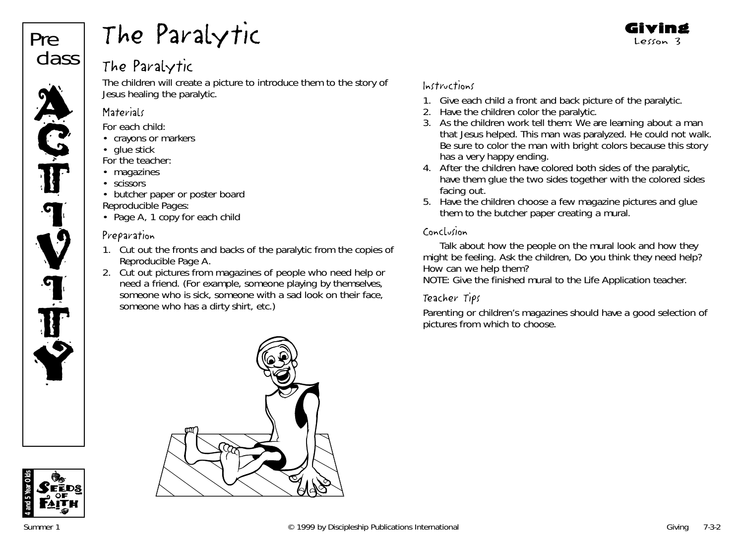Preclass

ACTIVITY

# The Paralytic

**Giving**
Lesson 3

## The Paralytic

The children will create a picture to introduce them to the story of Jesus healing the paralytic.

### Materials

For each child:
- crayons or markers
- glue stick

For the teacher:
- magazines
- scissors
- butcher paper or poster board

Reproducible Pages:
- Page A, 1 copy for each child

### Preparation

1. Cut out the fronts and backs of the paralytic from the copies of Reproducible Page A.
2. Cut out pictures from magazines of people who need help or need a friend. (For example, someone playing by themselves, someone who is sick, someone with a sad look on their face, someone who has a dirty shirt, etc.)

### Instructions

1. Give each child a front and back picture of the paralytic.
2. Have the children color the paralytic.
3. As the children work tell them: We are learning about a man that Jesus helped. This man was paralyzed. He could not walk. Be sure to color the man with bright colors because this story has a very happy ending.
4. After the children have colored both sides of the paralytic, have them glue the two sides together with the colored sides facing out.
5. Have the children choose a few magazine pictures and glue them to the butcher paper creating a mural.

### Conclusion

Talk about how the people on the mural look and how they might be feeling. Ask the children, Do you think they need help? How can we help them?

NOTE: Give the finished mural to the Life Application teacher.

### Teacher Tips

Parenting or children's magazines should have a good selection of pictures from which to choose.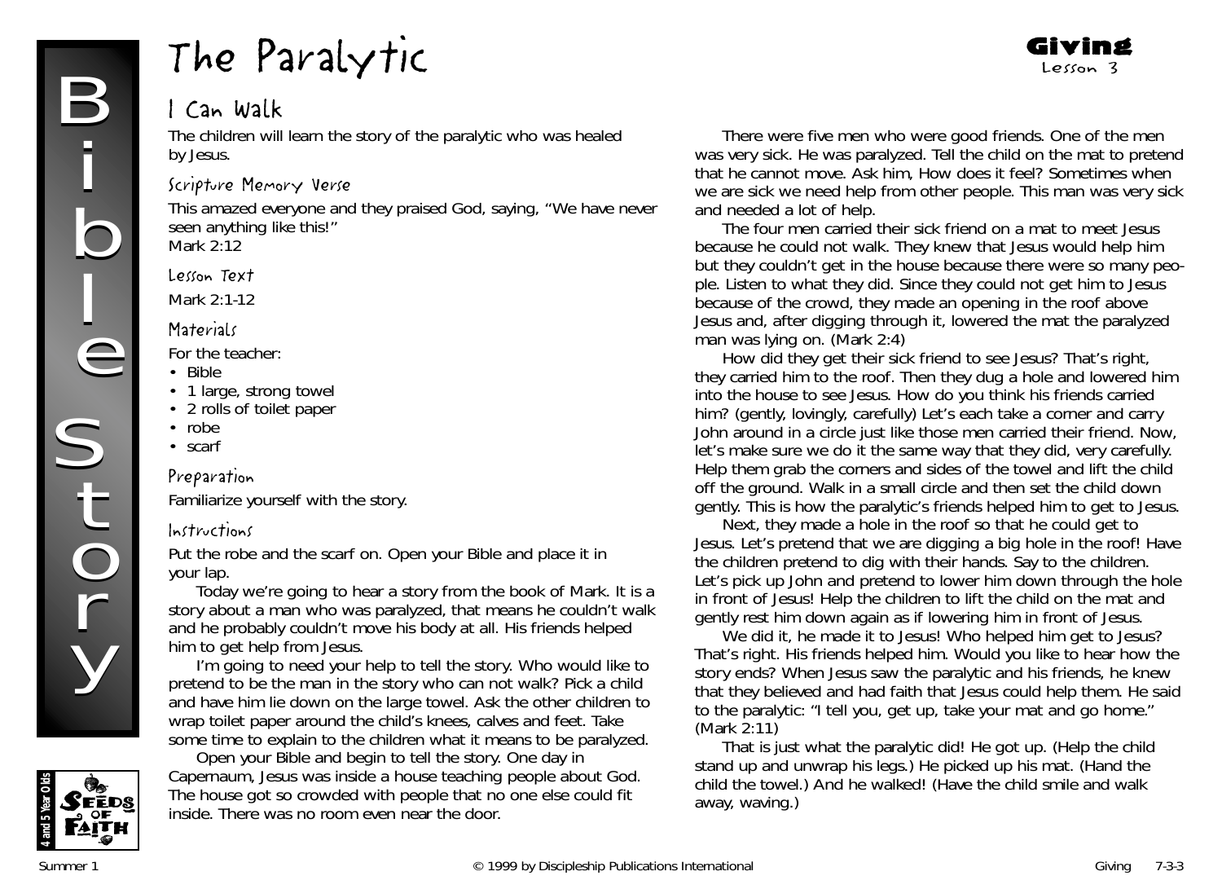# The Paralytic

**Giving**
Lesson 3

## I Can Walk

The children will learn the story of the paralytic who was healed by Jesus.

### Scripture Memory Verse

This amazed everyone and they praised God, saying, "We have never seen anything like this!"
Mark 2:12

### Lesson Text

Mark 2:1-12

### Materials

For the teacher:

- Bible
- 1 large, strong towel
- 2 rolls of toilet paper
- robe
- scarf

### Preparation

Familiarize yourself with the story.

### Instructions

Put the robe and the scarf on. Open your Bible and place it in your lap.

Today we're going to hear a story from the book of Mark. It is a story about a man who was paralyzed, that means he couldn't walk and he probably couldn't move his body at all. His friends helped him to get help from Jesus.

I'm going to need your help to tell the story. Who would like to pretend to be the man in the story who can not walk? Pick a child and have him lie down on the large towel. Ask the other children to wrap toilet paper around the child's knees, calves and feet. Take some time to explain to the children what it means to be paralyzed.

Open your Bible and begin to tell the story. One day in Capernaum, Jesus was inside a house teaching people about God. The house got so crowded with people that no one else could fit inside. There was no room even near the door.

There were five men who were good friends. One of the men was very sick. He was paralyzed. Tell the child on the mat to pretend that he cannot move. Ask him, How does it feel? Sometimes when we are sick we need help from other people. This man was very sick and needed a lot of help.

The four men carried their sick friend on a mat to meet Jesus because he could not walk. They knew that Jesus would help him but they couldn't get in the house because there were so many people. Listen to what they did. Since they could not get him to Jesus because of the crowd, they made an opening in the roof above Jesus and, after digging through it, lowered the mat the paralyzed man was lying on. (Mark 2:4)

How did they get their sick friend to see Jesus? That's right, they carried him to the roof. Then they dug a hole and lowered him into the house to see Jesus. How do you think his friends carried him? (gently, lovingly, carefully) Let's each take a corner and carry John around in a circle just like those men carried their friend. Now, let's make sure we do it the same way that they did, very carefully. Help them grab the corners and sides of the towel and lift the child off the ground. Walk in a small circle and then set the child down gently. This is how the paralytic's friends helped him to get to Jesus.

Next, they made a hole in the roof so that he could get to Jesus. Let's pretend that we are digging a big hole in the roof! Have the children pretend to dig with their hands. Say to the children. Let's pick up John and pretend to lower him down through the hole in front of Jesus! Help the children to lift the child on the mat and gently rest him down again as if lowering him in front of Jesus.

We did it, he made it to Jesus! Who helped him get to Jesus? That's right. His friends helped him. Would you like to hear how the story ends? When Jesus saw the paralytic and his friends, he knew that they believed and had faith that Jesus could help them. He said to the paralytic: "I tell you, get up, take your mat and go home." (Mark 2:11)

That is just what the paralytic did! He got up. (Help the child stand up and unwrap his legs.) He picked up his mat. (Hand the child the towel.) And he walked! (Have the child smile and walk away, waving.)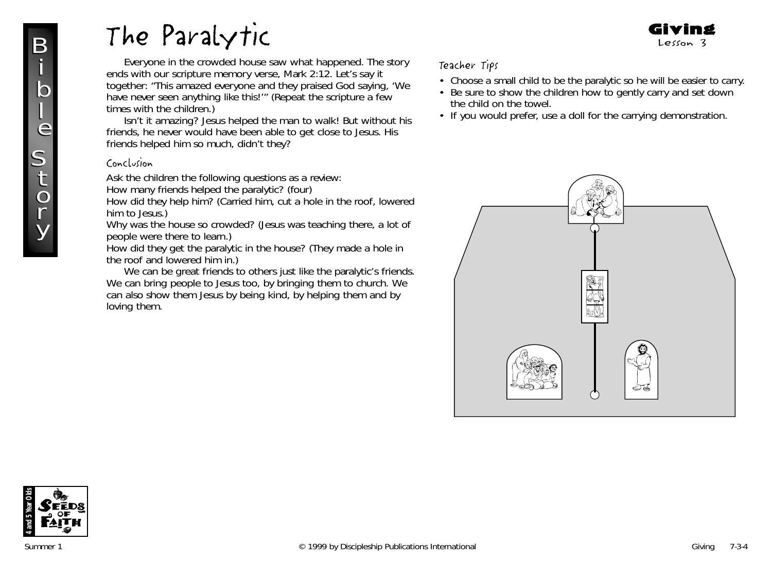# The Paralytic

## Giving
Lesson 3

Everyone in the crowded house saw what happened. The story ends with our scripture memory verse, Mark 2:12. Let's say it together: "This amazed everyone and they praised God saying, 'We have never seen anything like this!'" (Repeat the scripture a few times with the children.)

Isn't it amazing? Jesus helped the man to walk! But without his friends, he never would have been able to get close to Jesus. His friends helped him so much, didn't they?

### Conclusion

Ask the children the following questions as a review:
How many friends helped the paralytic? (four)
How did they help him? (Carried him, cut a hole in the roof, lowered him to Jesus.)
Why was the house so crowded? (Jesus was teaching there, a lot of people were there to learn.)
How did they get the paralytic in the house? (They made a hole in the roof and lowered him in.)

We can be great friends to others just like the paralytic's friends. We can bring people to Jesus too, by bringing them to church. We can also show them Jesus by being kind, by helping them and by loving them.

### Teacher Tips

- Choose a small child to be the paralytic so he will be easier to carry.
- Be sure to show the children how to gently carry and set down the child on the towel.
- If you would prefer, use a doll for the carrying demonstration.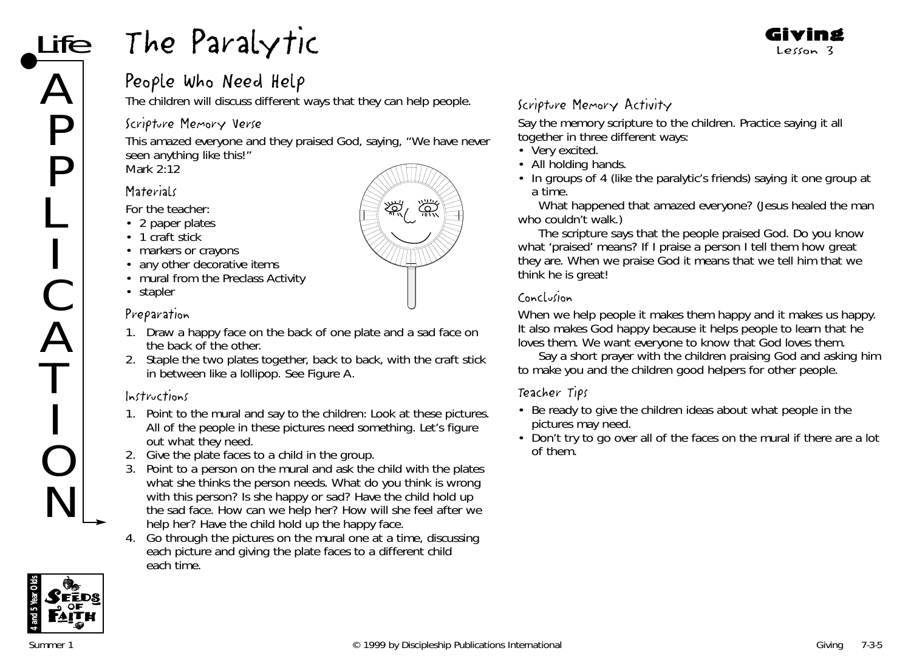# The Paralytic

## People Who Need Help

The children will discuss different ways that they can help people.

### Scripture Memory Verse

This amazed everyone and they praised God, saying, "We have never seen anything like this!"
Mark 2:12

### Materials

For the teacher:

- 2 paper plates
- 1 craft stick
- markers or crayons
- any other decorative items
- mural from the Preclass Activity
- stapler

### Preparation

1. Draw a happy face on the back of one plate and a sad face on the back of the other.
2. Staple the two plates together, back to back, with the craft stick in between like a lollipop. See Figure A.

### Instructions

1. Point to the mural and say to the children: Look at these pictures. All of the people in these pictures need something. Let's figure out what they need.
2. Give the plate faces to a child in the group.
3. Point to a person on the mural and ask the child with the plates what she thinks the person needs. What do you think is wrong with this person? Is she happy or sad? Have the child hold up the sad face. How can we help her? How will she feel after we help her? Have the child hold up the happy face.
4. Go through the pictures on the mural one at a time, discussing each picture and giving the plate faces to a different child each time.

### Scripture Memory Activity

Say the memory scripture to the children. Practice saying it all together in three different ways:

- Very excited.
- All holding hands.
- In groups of 4 (like the paralytic's friends) saying it one group at a time.

What happened that amazed everyone? (Jesus healed the man who couldn't walk.)

The scripture says that the people praised God. Do you know what 'praised' means? If I praise a person I tell them how great they are. When we praise God it means that we tell him that we think he is great!

### Conclusion

When we help people it makes them happy and it makes us happy. It also makes God happy because it helps people to learn that he loves them. We want everyone to know that God loves them.

Say a short prayer with the children praising God and asking him to make you and the children good helpers for other people.

### Teacher Tips

- Be ready to give the children ideas about what people in the pictures may need.
- Don't try to go over all of the faces on the mural if there are a lot of them.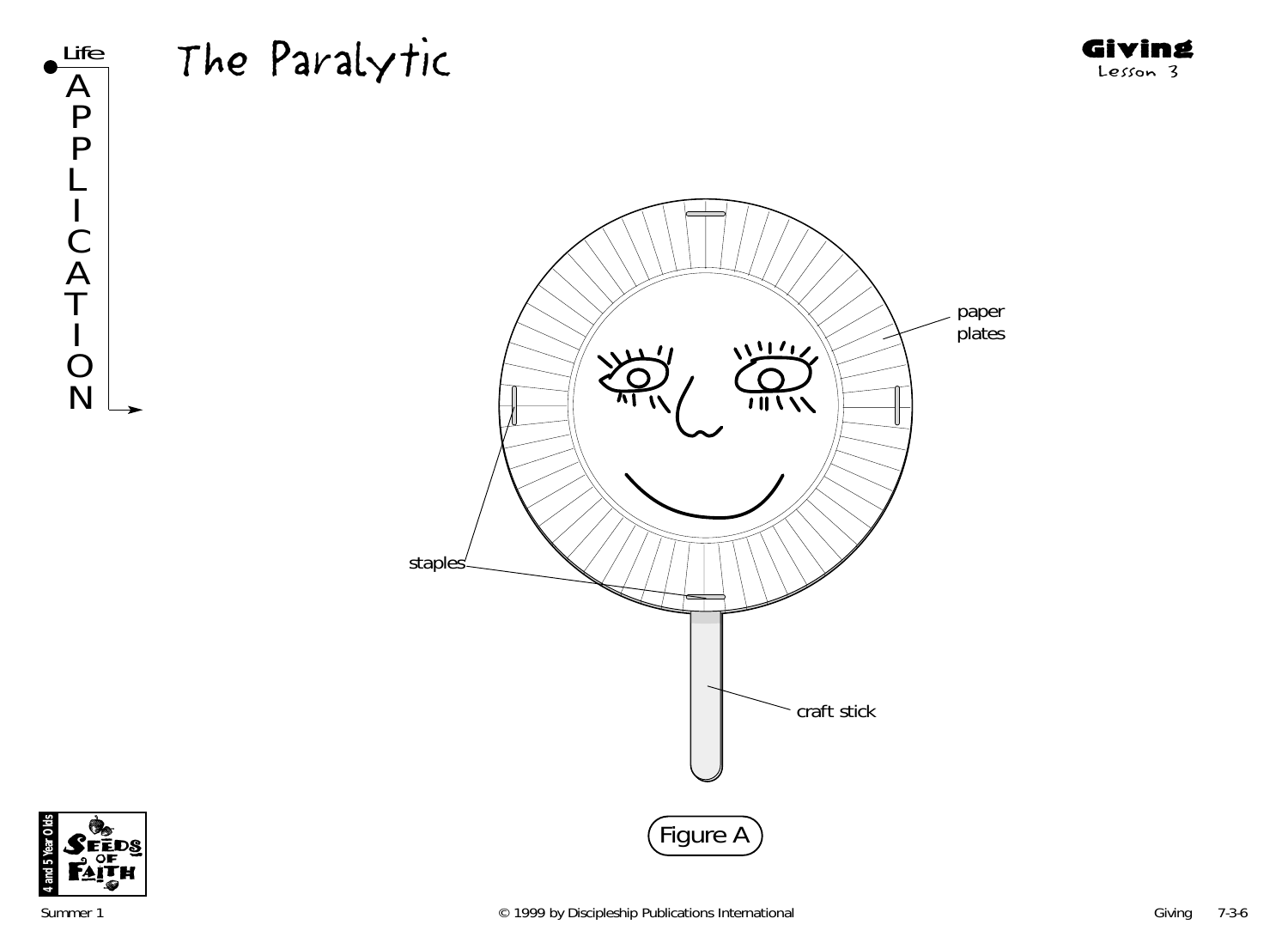# The Paralytic

**Giving**
Lesson 3

Life APPLICATION

paper plates

staples

craft stick

Figure A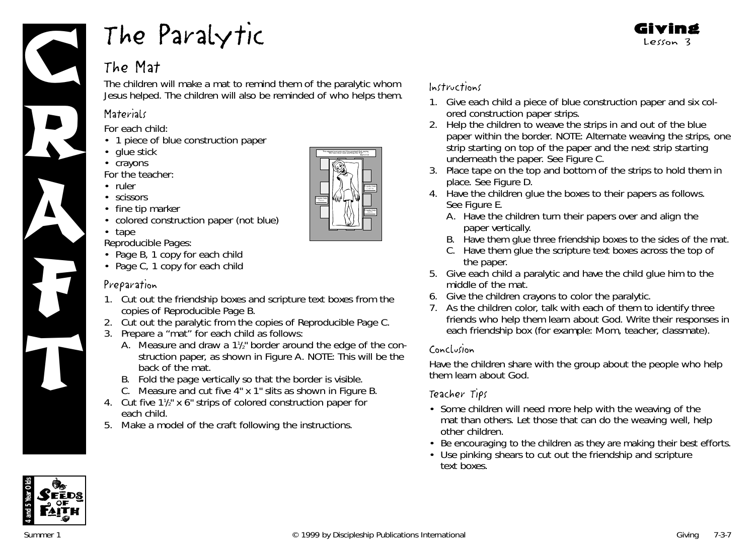# The Paralytic

## The Mat

The children will make a mat to remind them of the paralytic whom Jesus helped. The children will also be reminded of who helps them.

### Materials

For each child:

- 1 piece of blue construction paper
- glue stick
- crayons

For the teacher:

- ruler
- scissors
- fine tip marker
- colored construction paper (not blue)
- tape

Reproducible Pages:

- Page B, 1 copy for each child
- Page C, 1 copy for each child

### Preparation

1. Cut out the friendship boxes and scripture text boxes from the copies of Reproducible Page B.
2. Cut out the paralytic from the copies of Reproducible Page C.
3. Prepare a "mat" for each child as follows:
   A. Measure and draw a 1½" border around the edge of the construction paper, as shown in Figure A. NOTE: This will be the back of the mat.
   B. Fold the page vertically so that the border is visible.
   C. Measure and cut five 4" x 1" slits as shown in Figure B.
4. Cut five 1½" x 6" strips of colored construction paper for each child.
5. Make a model of the craft following the instructions.

### Instructions

1. Give each child a piece of blue construction paper and six colored construction paper strips.
2. Help the children to weave the strips in and out of the blue paper within the border. NOTE: Alternate weaving the strips, one strip starting on top of the paper and the next strip starting underneath the paper. See Figure C.
3. Place tape on the top and bottom of the strips to hold them in place. See Figure D.
4. Have the children glue the boxes to their papers as follows. See Figure E.
   A. Have the children turn their papers over and align the paper vertically.
   B. Have them glue three friendship boxes to the sides of the mat.
   C. Have them glue the scripture text boxes across the top of the paper.
5. Give each child a paralytic and have the child glue him to the middle of the mat.
6. Give the children crayons to color the paralytic.
7. As the children color, talk with each of them to identify three friends who help them learn about God. Write their responses in each friendship box (for example: Mom, teacher, classmate).

### Conclusion

Have the children share with the group about the people who help them learn about God.

### Teacher Tips

- Some children will need more help with the weaving of the mat than others. Let those that can do the weaving well, help other children.
- Be encouraging to the children as they are making their best efforts.
- Use pinking shears to cut out the friendship and scripture text boxes.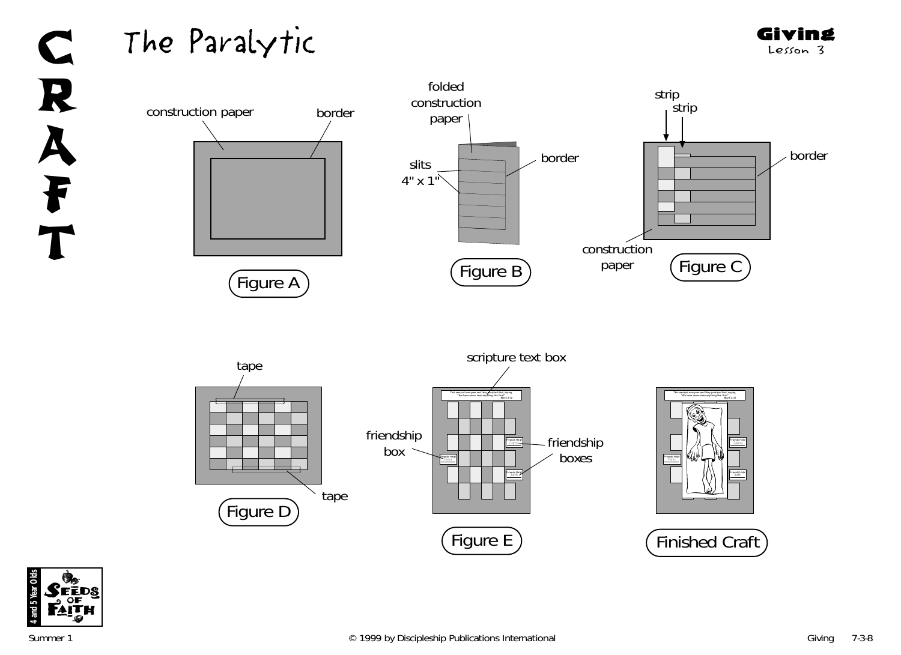# CRAFT

## The Paralytic

**Giving**
Lesson 3

construction paper

border

Figure A

folded construction paper

slits 4" x 1"

border

Figure B

strip

strip

border

construction paper

Figure C

tape

tape

Figure D

scripture text box

friendship box

friendship boxes

Figure E

Finished Craft

4 and 5 Year Olds
SEEDS OF FAITH

Summer 1 © 1999 by Discipleship Publications International Giving 7-3-8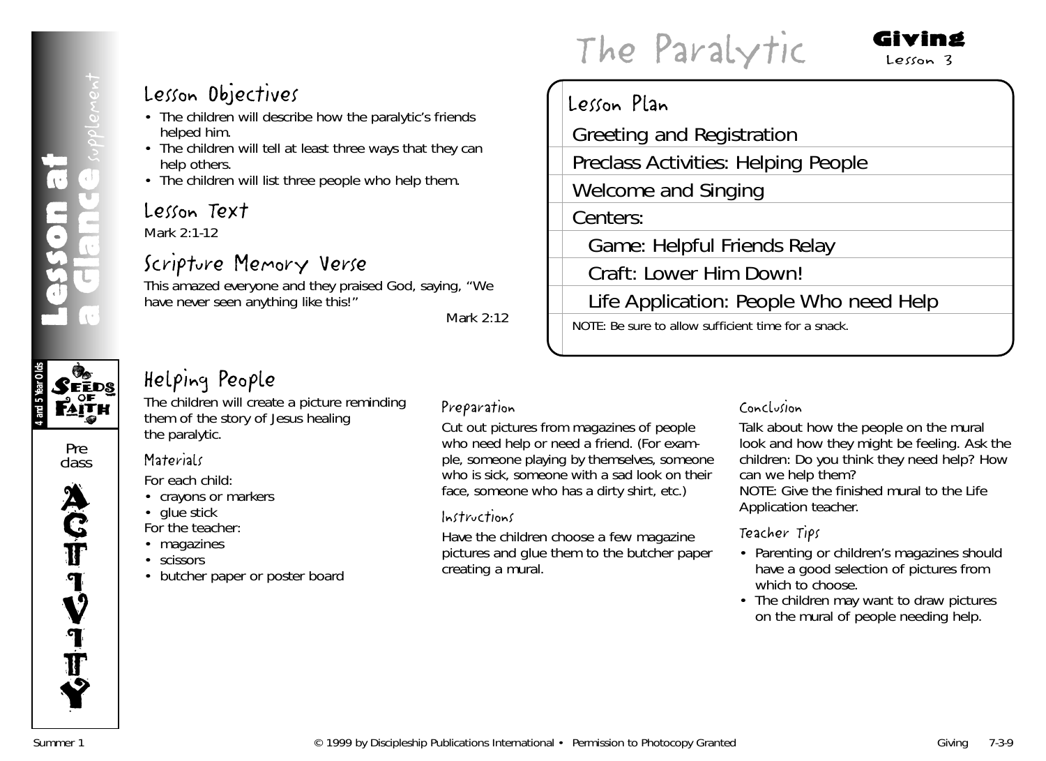# The Paralytic

**Giving**
Lesson 3

Lesson at a Glance supplement

## Lesson Objectives

- The children will describe how the paralytic's friends helped him.
- The children will tell at least three ways that they can help others.
- The children will list three people who help them.

## Lesson Text

Mark 2:1-12

## Scripture Memory Verse

This amazed everyone and they praised God, saying, "We have never seen anything like this!"

Mark 2:12

## Lesson Plan

- Greeting and Registration
- Preclass Activities: Helping People
- Welcome and Singing
- Centers:
  - Game: Helpful Friends Relay
  - Craft: Lower Him Down!
  - Life Application: People Who need Help

NOTE: Be sure to allow sufficient time for a snack.

4 and 5 Year Olds — Seeds of Faith

Preclass ACTIVITY

## Helping People

The children will create a picture reminding them of the story of Jesus healing the paralytic.

### Materials

For each child:

- crayons or markers
- glue stick

For the teacher:

- magazines
- scissors
- butcher paper or poster board

### Preparation

Cut out pictures from magazines of people who need help or need a friend. (For example, someone playing by themselves, someone who is sick, someone with a sad look on their face, someone who has a dirty shirt, etc.)

### Instructions

Have the children choose a few magazine pictures and glue them to the butcher paper creating a mural.

### Conclusion

Talk about how the people on the mural look and how they might be feeling. Ask the children: Do you think they need help? How can we help them?

NOTE: Give the finished mural to the Life Application teacher.

### Teacher Tips

- Parenting or children's magazines should have a good selection of pictures from which to choose.
- The children may want to draw pictures on the mural of people needing help.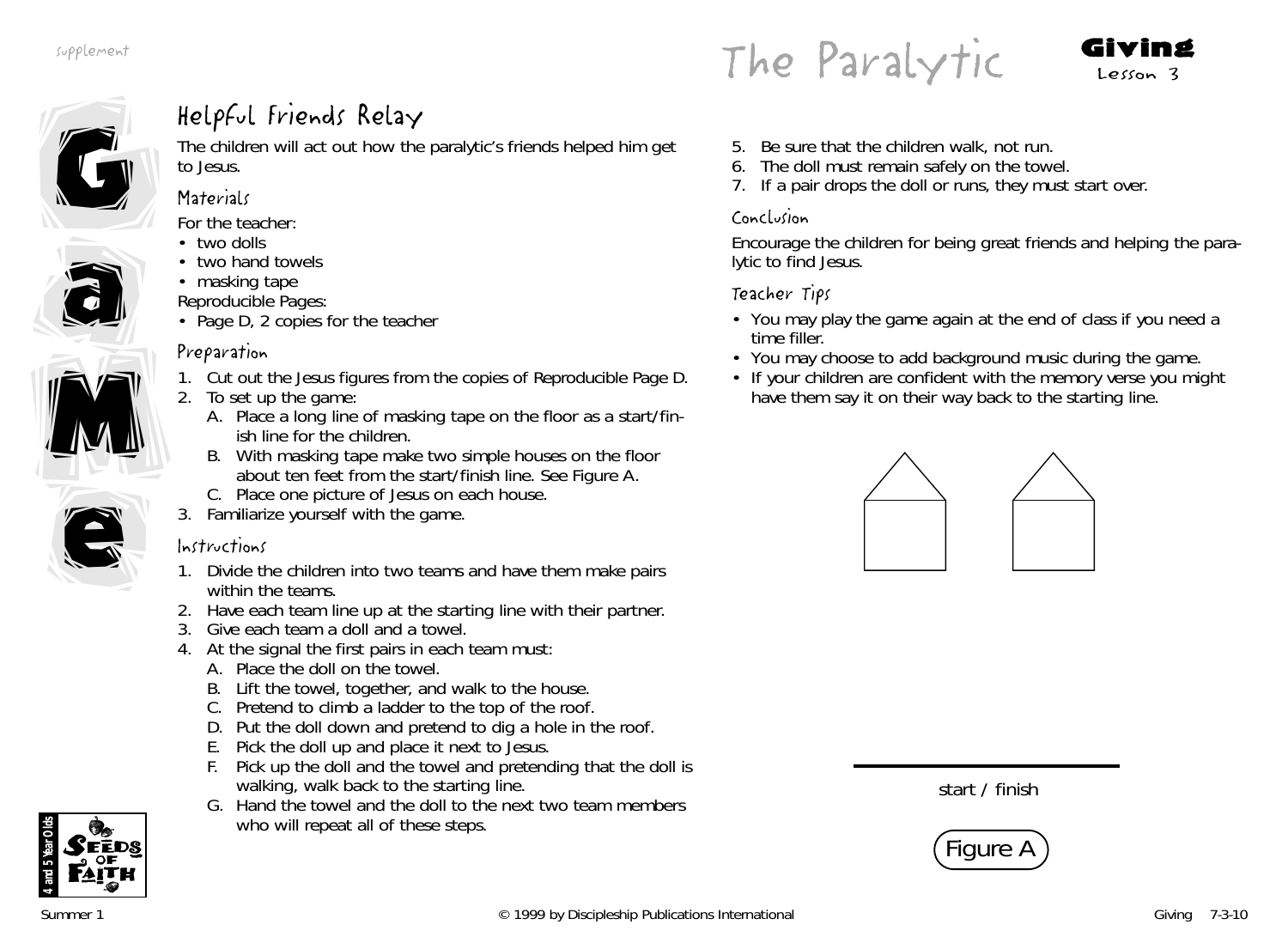# The Paralytic

**Giving**
Lesson 3

## Game

### Helpful Friends Relay

The children will act out how the paralytic's friends helped him get to Jesus.

#### Materials

For the teacher:

- two dolls
- two hand towels
- masking tape

Reproducible Pages:

- Page D, 2 copies for the teacher

#### Preparation

1. Cut out the Jesus figures from the copies of Reproducible Page D.
2. To set up the game:
   A. Place a long line of masking tape on the floor as a start/finish line for the children.
   B. With masking tape make two simple houses on the floor about ten feet from the start/finish line. See Figure A.
   C. Place one picture of Jesus on each house.
3. Familiarize yourself with the game.

#### Instructions

1. Divide the children into two teams and have them make pairs within the teams.
2. Have each team line up at the starting line with their partner.
3. Give each team a doll and a towel.
4. At the signal the first pairs in each team must:
   A. Place the doll on the towel.
   B. Lift the towel, together, and walk to the house.
   C. Pretend to climb a ladder to the top of the roof.
   D. Put the doll down and pretend to dig a hole in the roof.
   E. Pick the doll up and place it next to Jesus.
   F. Pick up the doll and the towel and pretending that the doll is walking, walk back to the starting line.
   G. Hand the towel and the doll to the next two team members who will repeat all of these steps.
5. Be sure that the children walk, not run.
6. The doll must remain safely on the towel.
7. If a pair drops the doll or runs, they must start over.

#### Conclusion

Encourage the children for being great friends and helping the paralytic to find Jesus.

#### Teacher Tips

- You may play the game again at the end of class if you need a time filler.
- You may choose to add background music during the game.
- If your children are confident with the memory verse you might have them say it on their way back to the starting line.

start / finish

Figure A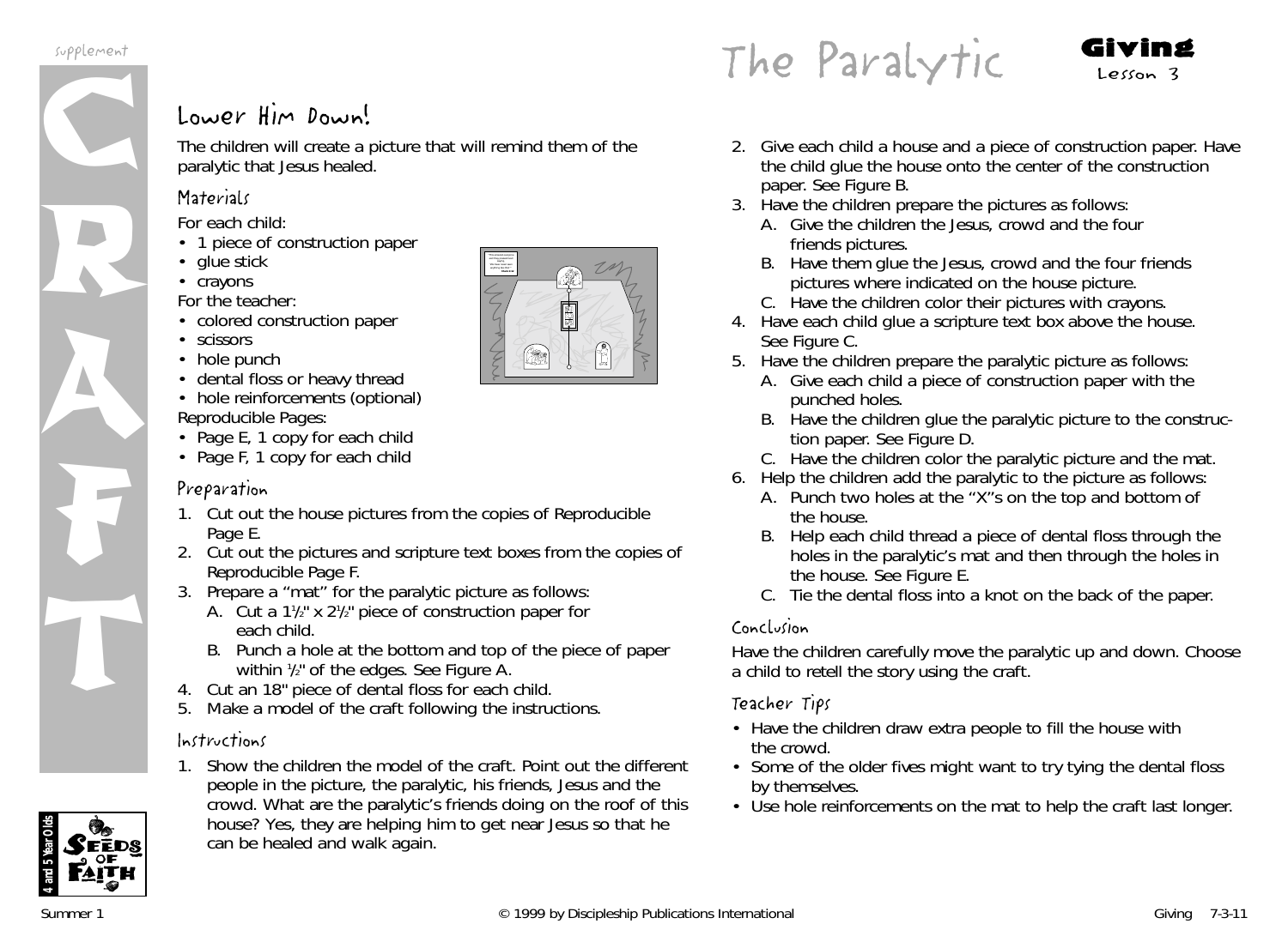# The Paralytic

**Giving**
Lesson 3

## Lower Him Down!

The children will create a picture that will remind them of the paralytic that Jesus healed.

### Materials

For each child:
- 1 piece of construction paper
- glue stick
- crayons

For the teacher:
- colored construction paper
- scissors
- hole punch
- dental floss or heavy thread
- hole reinforcements (optional)

Reproducible Pages:
- Page E, 1 copy for each child
- Page F, 1 copy for each child

### Preparation

1. Cut out the house pictures from the copies of Reproducible Page E.
2. Cut out the pictures and scripture text boxes from the copies of Reproducible Page F.
3. Prepare a "mat" for the paralytic picture as follows:
   A. Cut a 1½" x 2½" piece of construction paper for each child.
   B. Punch a hole at the bottom and top of the piece of paper within ½" of the edges. See Figure A.
4. Cut an 18" piece of dental floss for each child.
5. Make a model of the craft following the instructions.

### Instructions

1. Show the children the model of the craft. Point out the different people in the picture, the paralytic, his friends, Jesus and the crowd. What are the paralytic's friends doing on the roof of this house? Yes, they are helping him to get near Jesus so that he can be healed and walk again.
2. Give each child a house and a piece of construction paper. Have the child glue the house onto the center of the construction paper. See Figure B.
3. Have the children prepare the pictures as follows:
   A. Give the children the Jesus, crowd and the four friends pictures.
   B. Have them glue the Jesus, crowd and the four friends pictures where indicated on the house picture.
   C. Have the children color their pictures with crayons.
4. Have each child glue a scripture text box above the house. See Figure C.
5. Have the children prepare the paralytic picture as follows:
   A. Give each child a piece of construction paper with the punched holes.
   B. Have the children glue the paralytic picture to the construction paper. See Figure D.
   C. Have the children color the paralytic picture and the mat.
6. Help the children add the paralytic to the picture as follows:
   A. Punch two holes at the "X"s on the top and bottom of the house.
   B. Help each child thread a piece of dental floss through the holes in the paralytic's mat and then through the holes in the house. See Figure E.
   C. Tie the dental floss into a knot on the back of the paper.

### Conclusion

Have the children carefully move the paralytic up and down. Choose a child to retell the story using the craft.

### Teacher Tips

- Have the children draw extra people to fill the house with the crowd.
- Some of the older fives might want to try tying the dental floss by themselves.
- Use hole reinforcements on the mat to help the craft last longer.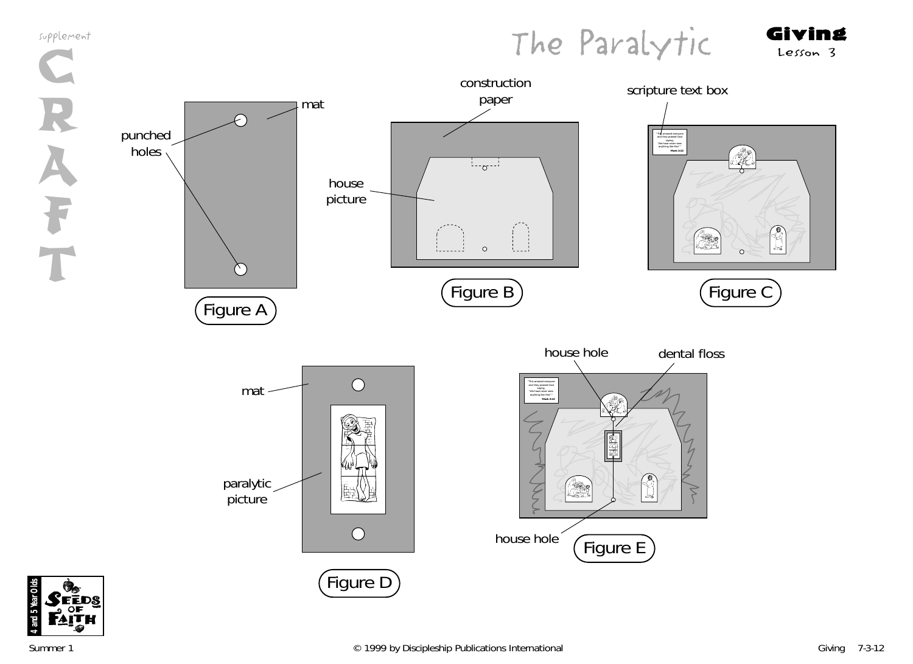supplement

# CRAFT

# The Paralytic

**Giving**
Lesson 3

mat

punched holes

Figure A

construction paper

house picture

Figure B

scripture text box

"This amazed everyone and they praised God, saying, "We have never seen anything like this!" Mark 2:12

Figure C

mat

paralytic picture

Figure D

house hole

dental floss

"This amazed everyone and they praised God, saying, "We have never seen anything like this!" Mark 2:12

house hole

Figure E

4 and 5 Year Olds
SEEDS OF FAITH

Summer 1 © 1999 by Discipleship Publications International Giving 7-3-12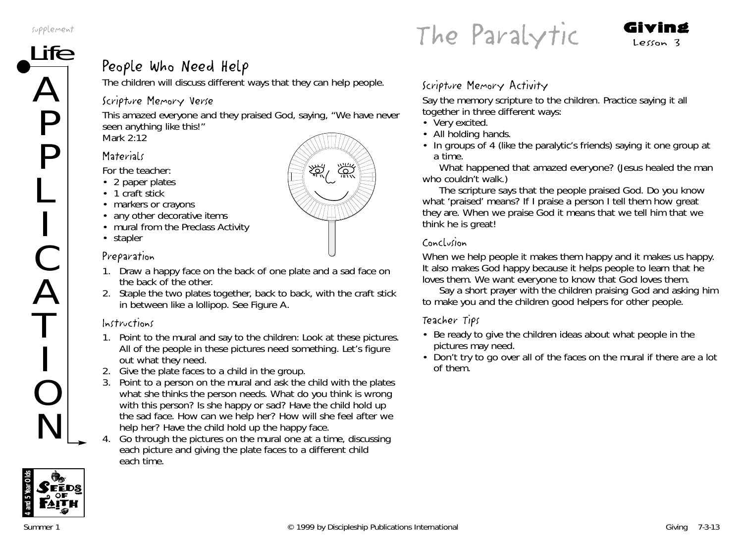# The Paralytic

**Giving**
Lesson 3

## People Who Need Help

The children will discuss different ways that they can help people.

### Scripture Memory Verse

This amazed everyone and they praised God, saying, "We have never seen anything like this!"
Mark 2:12

### Materials

For the teacher:

- 2 paper plates
- 1 craft stick
- markers or crayons
- any other decorative items
- mural from the Preclass Activity
- stapler

### Preparation

1. Draw a happy face on the back of one plate and a sad face on the back of the other.
2. Staple the two plates together, back to back, with the craft stick in between like a lollipop. See Figure A.

### Instructions

1. Point to the mural and say to the children: Look at these pictures. All of the people in these pictures need something. Let's figure out what they need.
2. Give the plate faces to a child in the group.
3. Point to a person on the mural and ask the child with the plates what she thinks the person needs. What do you think is wrong with this person? Is she happy or sad? Have the child hold up the sad face. How can we help her? How will she feel after we help her? Have the child hold up the happy face.
4. Go through the pictures on the mural one at a time, discussing each picture and giving the plate faces to a different child each time.

### Scripture Memory Activity

Say the memory scripture to the children. Practice saying it all together in three different ways:

- Very excited.
- All holding hands.
- In groups of 4 (like the paralytic's friends) saying it one group at a time.

What happened that amazed everyone? (Jesus healed the man who couldn't walk.)

The scripture says that the people praised God. Do you know what 'praised' means? If I praise a person I tell them how great they are. When we praise God it means that we tell him that we think he is great!

### Conclusion

When we help people it makes them happy and it makes us happy. It also makes God happy because it helps people to learn that he loves them. We want everyone to know that God loves them.

Say a short prayer with the children praising God and asking him to make you and the children good helpers for other people.

### Teacher Tips

- Be ready to give the children ideas about what people in the pictures may need.
- Don't try to go over all of the faces on the mural if there are a lot of them.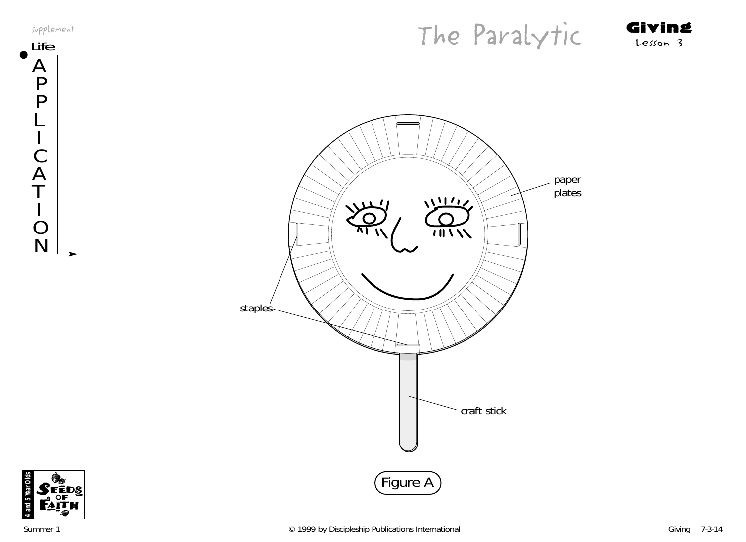supplement

Life APPLICATION

# The Paralytic

**Giving**
Lesson 3

paper plates

staples

craft stick

Figure A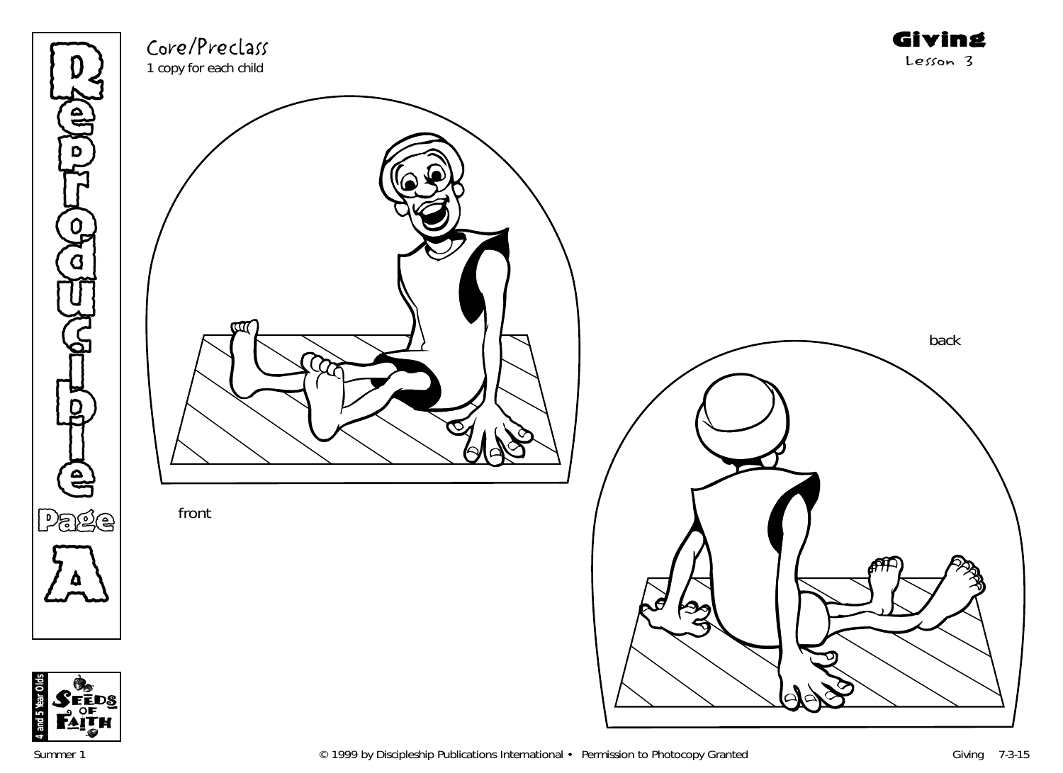# Reproducible Page A

## Core/Preclass

1 copy for each child

## Giving

Lesson 3

back

front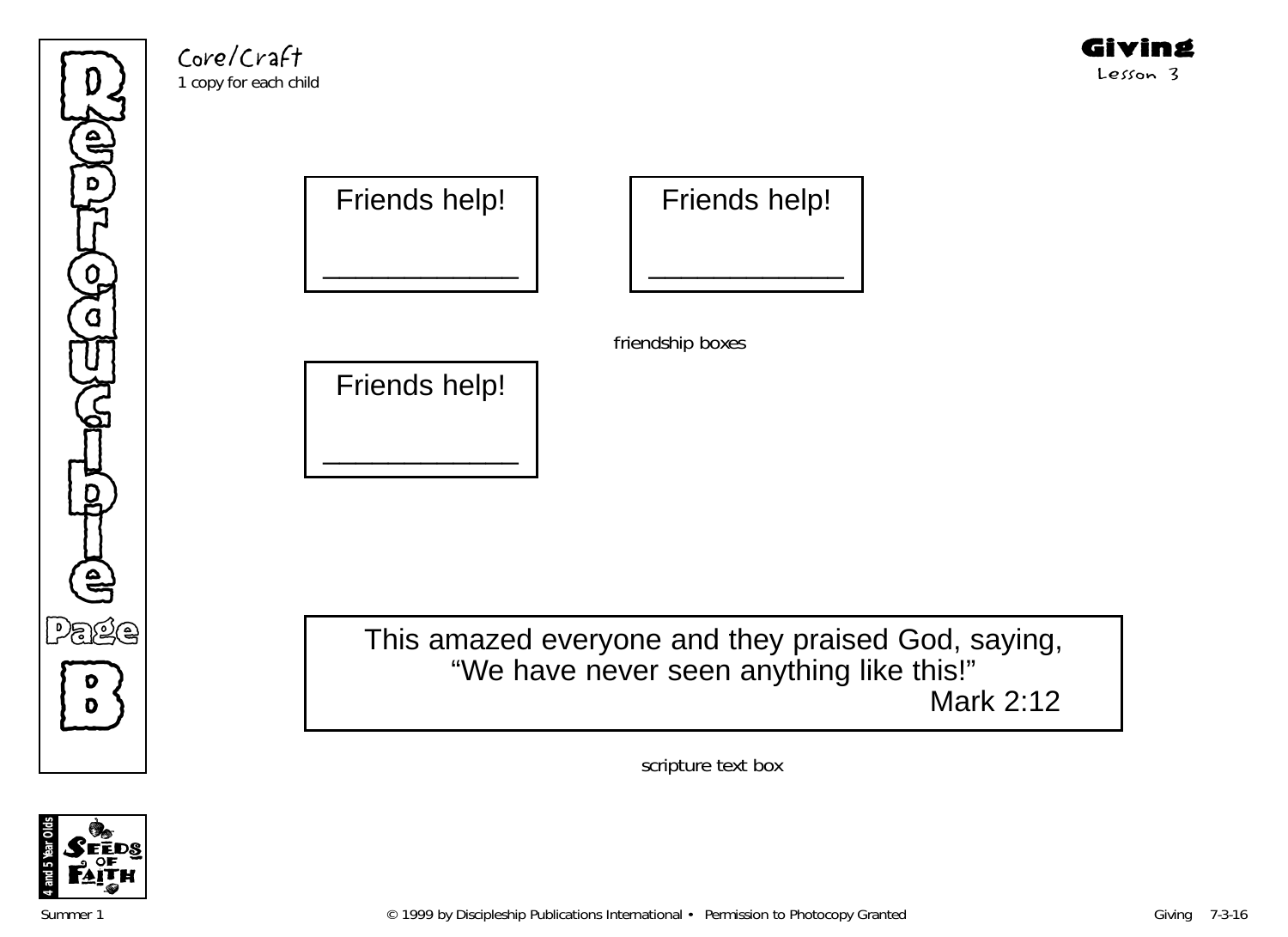Reproducible Page B

Core/Craft
1 copy for each child

**Giving**
Lesson 3

| Friends help! |
| --- |
| ____________ |

| Friends help! |
| --- |
| ____________ |

| Friends help! |
| --- |
| ____________ |

friendship boxes

| This amazed everyone and they praised God, saying, “We have never seen anything like this!” Mark 2:12 |
| --- |

scripture text box

4 and 5 Year Olds
SEEDS OF FAITH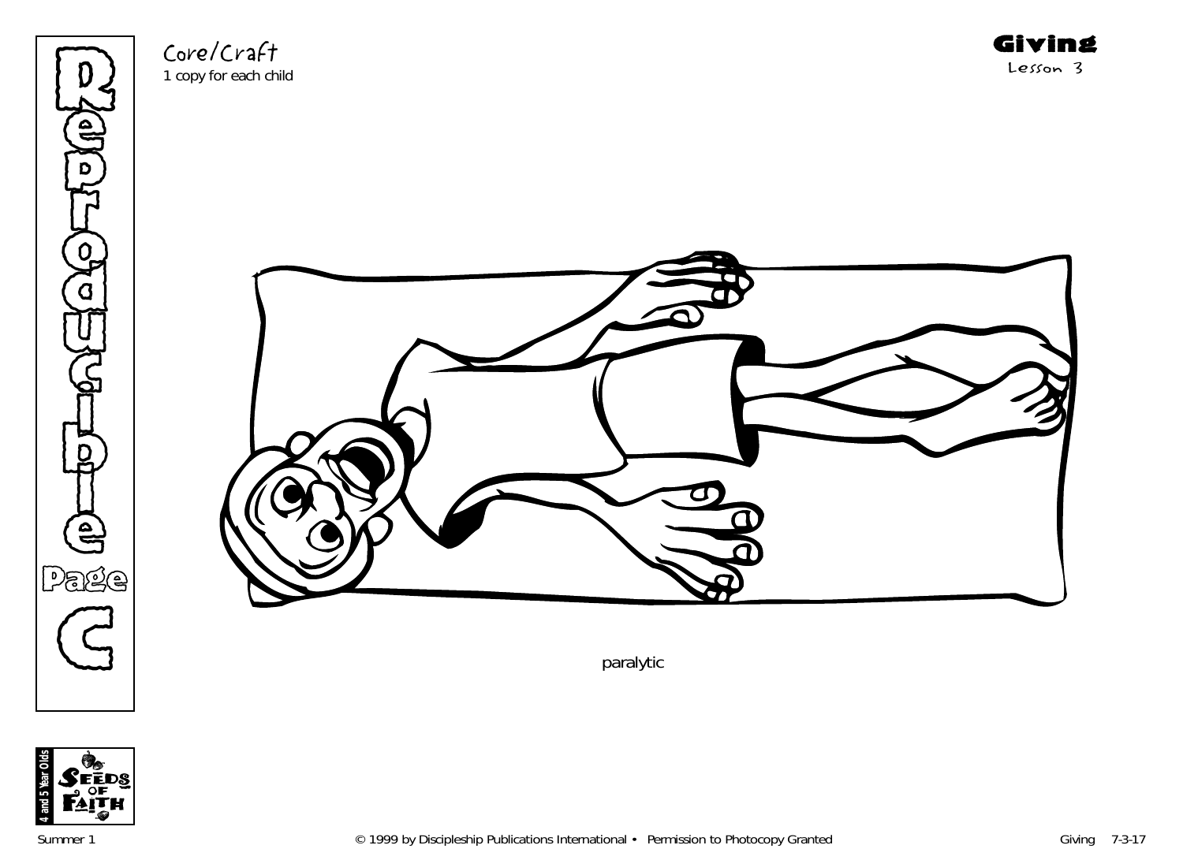Core/Craft
1 copy for each child

**Giving**
Lesson 3

Reproducible Page C

paralytic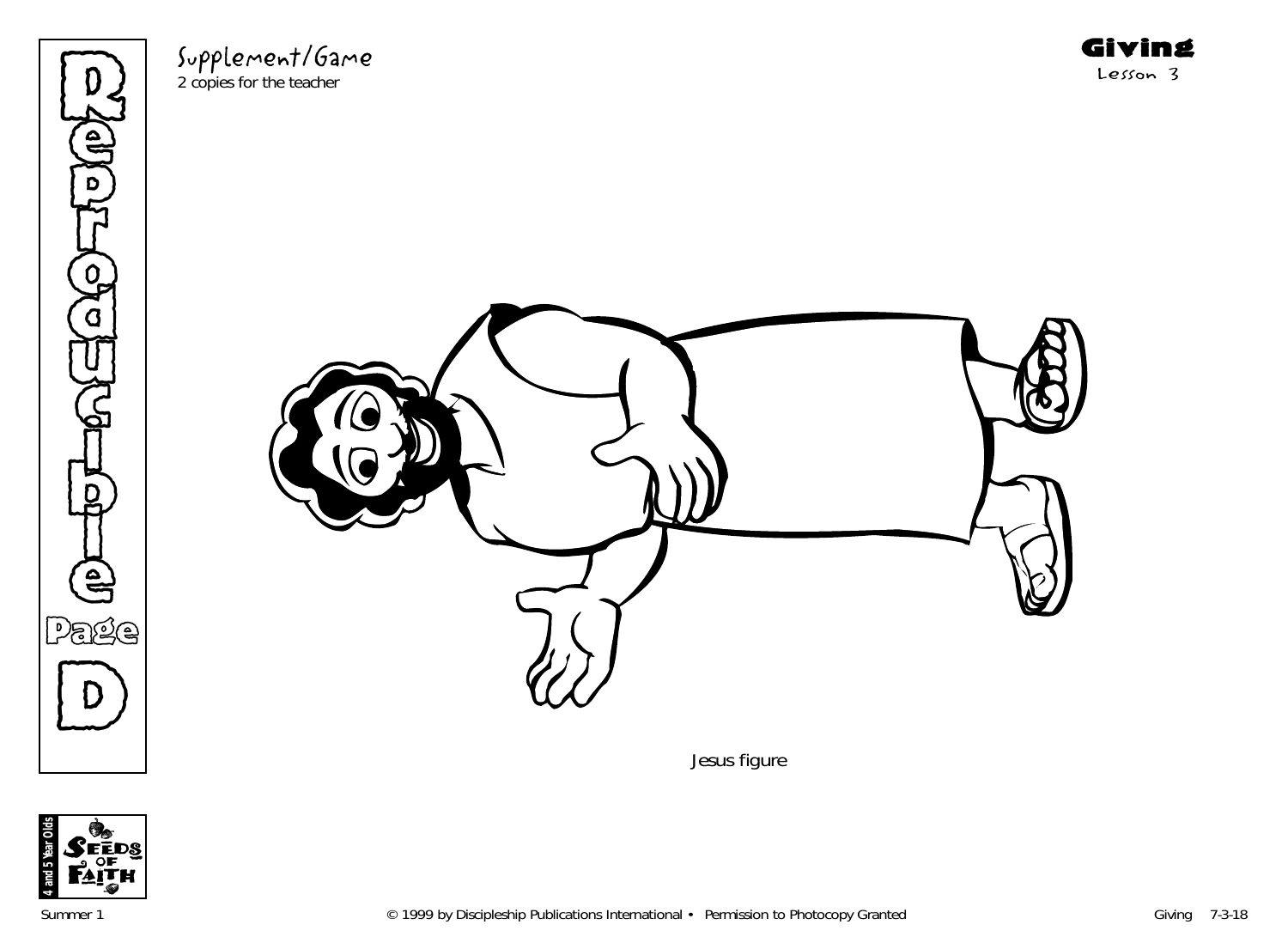Reproducible Page D

Supplement/Game
2 copies for the teacher

**Giving**
Lesson 3

Jesus figure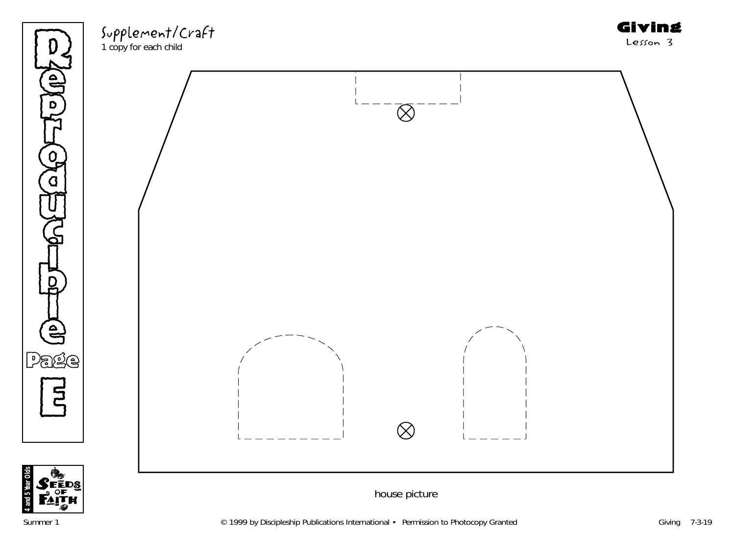Supplement/Craft

1 copy for each child

**Giving**

Lesson 3

Reproducible Page E

house picture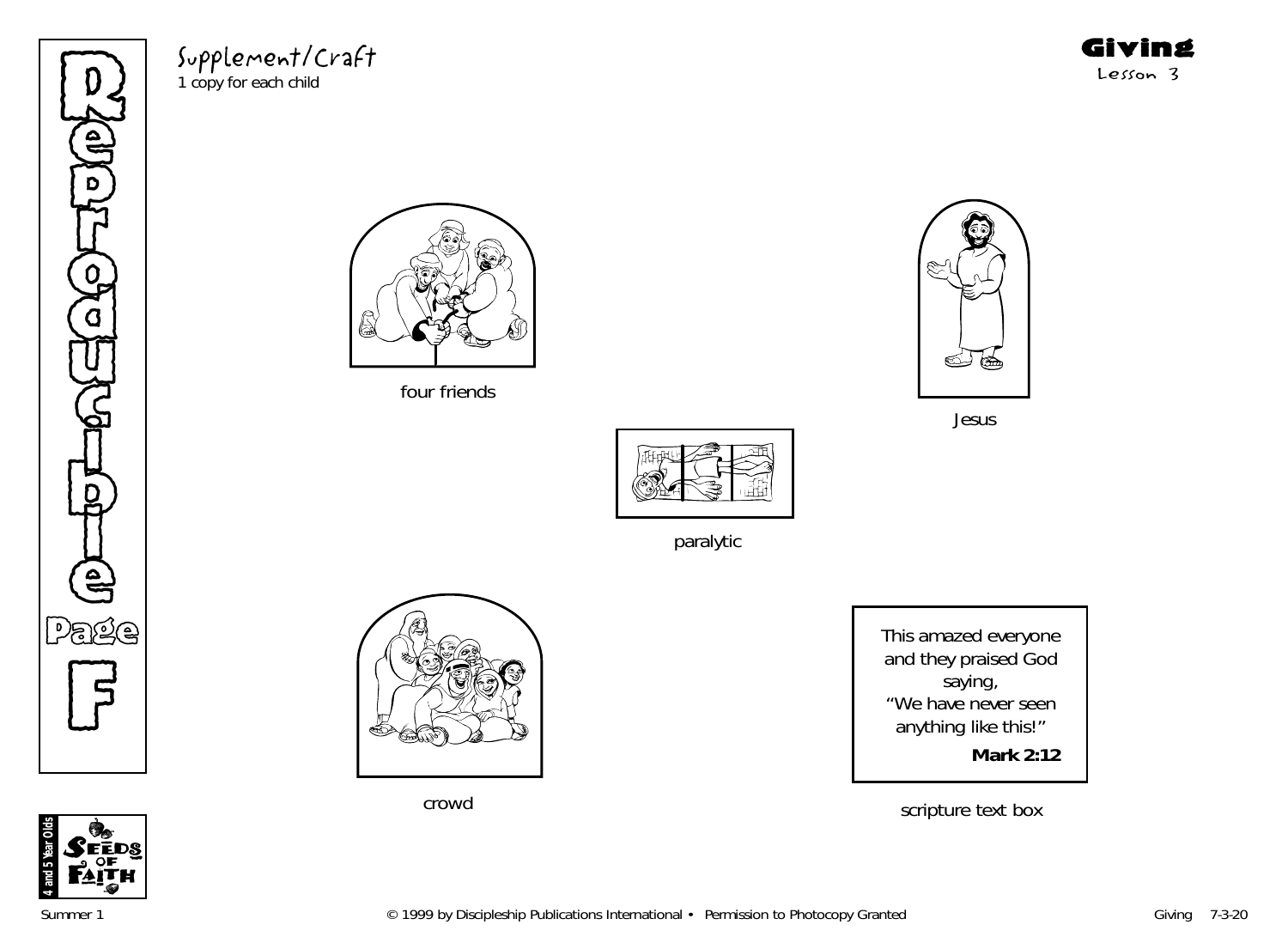# Reproducible Page F

## Supplement/Craft

1 copy for each child

**Giving**
Lesson 3

four friends

Jesus

paralytic

crowd

This amazed everyone and they praised God saying, "We have never seen anything like this!"

**Mark 2:12**

scripture text box

4 and 5 Year Olds — Seeds of Faith

Summer 1 © 1999 by Discipleship Publications International • Permission to Photocopy Granted